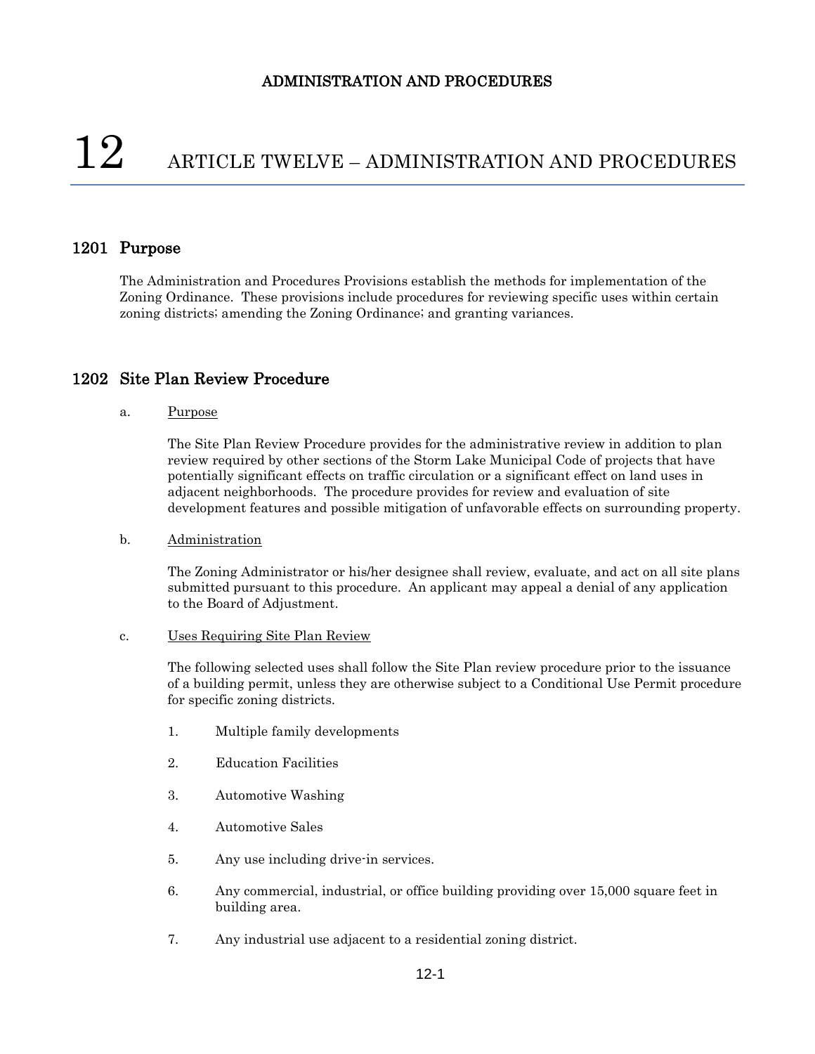# 12 ARTICLE TWELVE – ADMINISTRATION AND PROCEDURES

## 1201 Purpose

The Administration and Procedures Provisions establish the methods for implementation of the Zoning Ordinance. These provisions include procedures for reviewing specific uses within certain zoning districts; amending the Zoning Ordinance; and granting variances.

## 1202 Site Plan Review Procedure

a. Purpose

The Site Plan Review Procedure provides for the administrative review in addition to plan review required by other sections of the Storm Lake Municipal Code of projects that have potentially significant effects on traffic circulation or a significant effect on land uses in adjacent neighborhoods. The procedure provides for review and evaluation of site development features and possible mitigation of unfavorable effects on surrounding property.

b. Administration

The Zoning Administrator or his/her designee shall review, evaluate, and act on all site plans submitted pursuant to this procedure. An applicant may appeal a denial of any application to the Board of Adjustment.

c. Uses Requiring Site Plan Review

The following selected uses shall follow the Site Plan review procedure prior to the issuance of a building permit, unless they are otherwise subject to a Conditional Use Permit procedure for specific zoning districts.

1. Multiple family developments
2. Education Facilities
3. Automotive Washing
4. Automotive Sales
5. Any use including drive-in services.
6. Any commercial, industrial, or office building providing over 15,000 square feet in building area.
7. Any industrial use adjacent to a residential zoning district.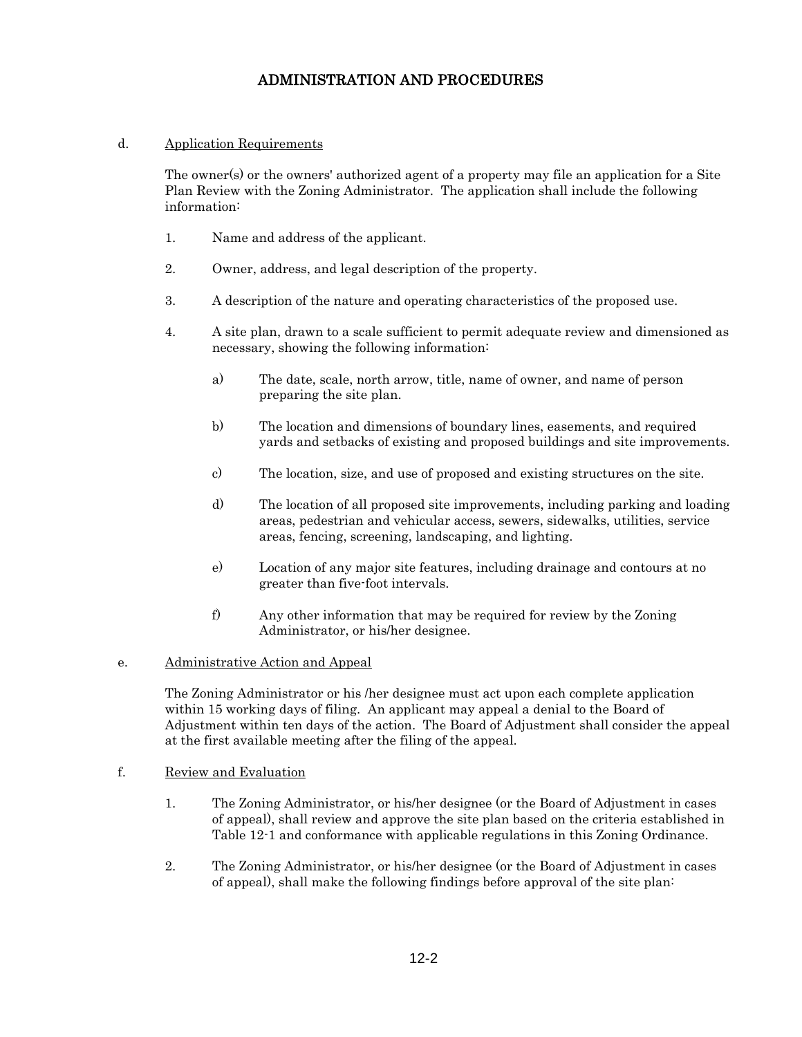# ADMINISTRATION AND PROCEDURES

d. Application Requirements

The owner(s) or the owners' authorized agent of a property may file an application for a Site Plan Review with the Zoning Administrator. The application shall include the following information:

1. Name and address of the applicant.

2. Owner, address, and legal description of the property.

3. A description of the nature and operating characteristics of the proposed use.

4. A site plan, drawn to a scale sufficient to permit adequate review and dimensioned as necessary, showing the following information:

   a) The date, scale, north arrow, title, name of owner, and name of person preparing the site plan.

   b) The location and dimensions of boundary lines, easements, and required yards and setbacks of existing and proposed buildings and site improvements.

   c) The location, size, and use of proposed and existing structures on the site.

   d) The location of all proposed site improvements, including parking and loading areas, pedestrian and vehicular access, sewers, sidewalks, utilities, service areas, fencing, screening, landscaping, and lighting.

   e) Location of any major site features, including drainage and contours at no greater than five-foot intervals.

   f) Any other information that may be required for review by the Zoning Administrator, or his/her designee.

e. Administrative Action and Appeal

The Zoning Administrator or his /her designee must act upon each complete application within 15 working days of filing. An applicant may appeal a denial to the Board of Adjustment within ten days of the action. The Board of Adjustment shall consider the appeal at the first available meeting after the filing of the appeal.

f. Review and Evaluation

1. The Zoning Administrator, or his/her designee (or the Board of Adjustment in cases of appeal), shall review and approve the site plan based on the criteria established in Table 12-1 and conformance with applicable regulations in this Zoning Ordinance.

2. The Zoning Administrator, or his/her designee (or the Board of Adjustment in cases of appeal), shall make the following findings before approval of the site plan: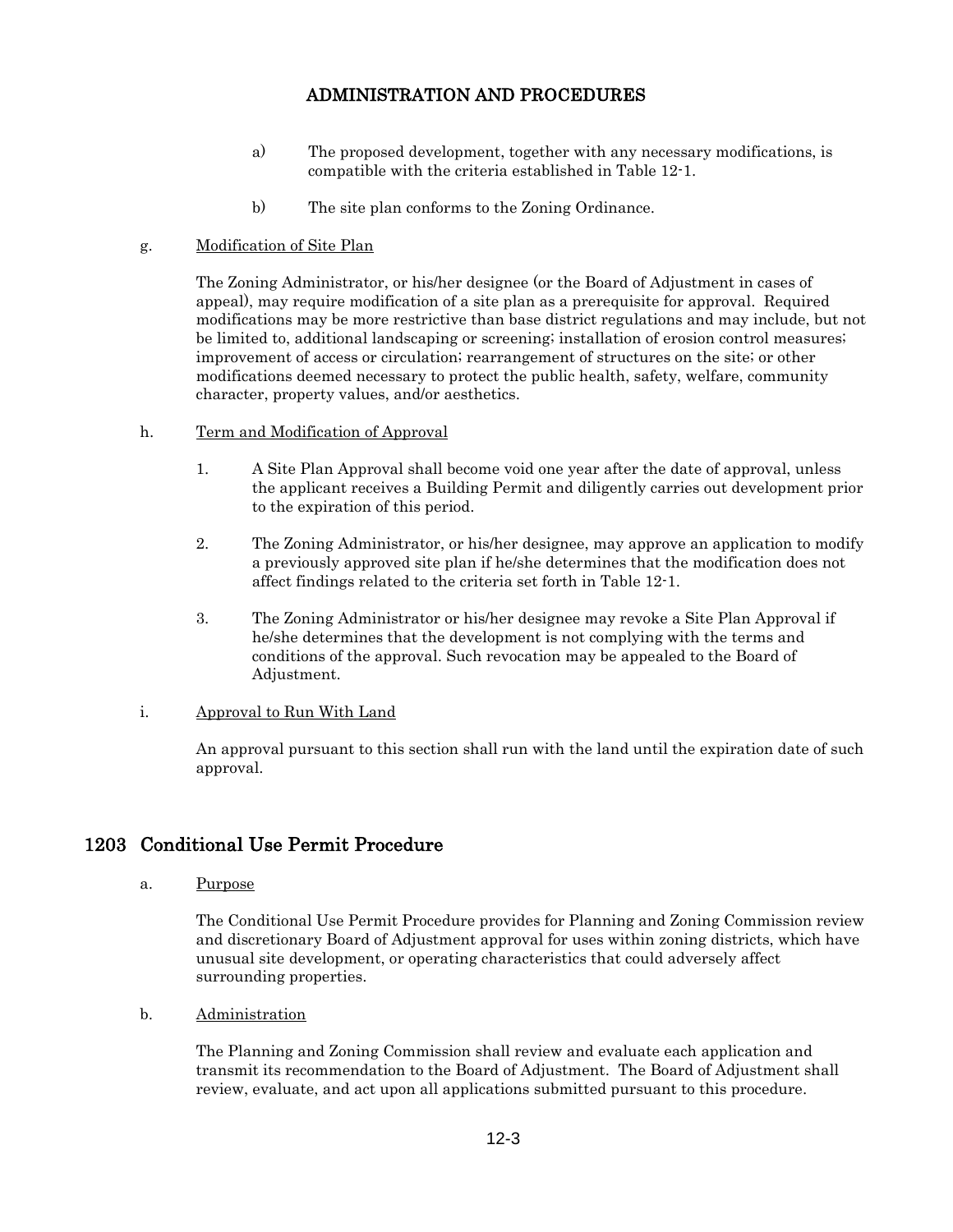a) The proposed development, together with any necessary modifications, is compatible with the criteria established in Table 12-1.

b) The site plan conforms to the Zoning Ordinance.

g. Modification of Site Plan

The Zoning Administrator, or his/her designee (or the Board of Adjustment in cases of appeal), may require modification of a site plan as a prerequisite for approval. Required modifications may be more restrictive than base district regulations and may include, but not be limited to, additional landscaping or screening; installation of erosion control measures; improvement of access or circulation; rearrangement of structures on the site; or other modifications deemed necessary to protect the public health, safety, welfare, community character, property values, and/or aesthetics.

h. Term and Modification of Approval

1. A Site Plan Approval shall become void one year after the date of approval, unless the applicant receives a Building Permit and diligently carries out development prior to the expiration of this period.

2. The Zoning Administrator, or his/her designee, may approve an application to modify a previously approved site plan if he/she determines that the modification does not affect findings related to the criteria set forth in Table 12-1.

3. The Zoning Administrator or his/her designee may revoke a Site Plan Approval if he/she determines that the development is not complying with the terms and conditions of the approval. Such revocation may be appealed to the Board of Adjustment.

i. Approval to Run With Land

An approval pursuant to this section shall run with the land until the expiration date of such approval.

## 1203 Conditional Use Permit Procedure

a. Purpose

The Conditional Use Permit Procedure provides for Planning and Zoning Commission review and discretionary Board of Adjustment approval for uses within zoning districts, which have unusual site development, or operating characteristics that could adversely affect surrounding properties.

b. Administration

The Planning and Zoning Commission shall review and evaluate each application and transmit its recommendation to the Board of Adjustment. The Board of Adjustment shall review, evaluate, and act upon all applications submitted pursuant to this procedure.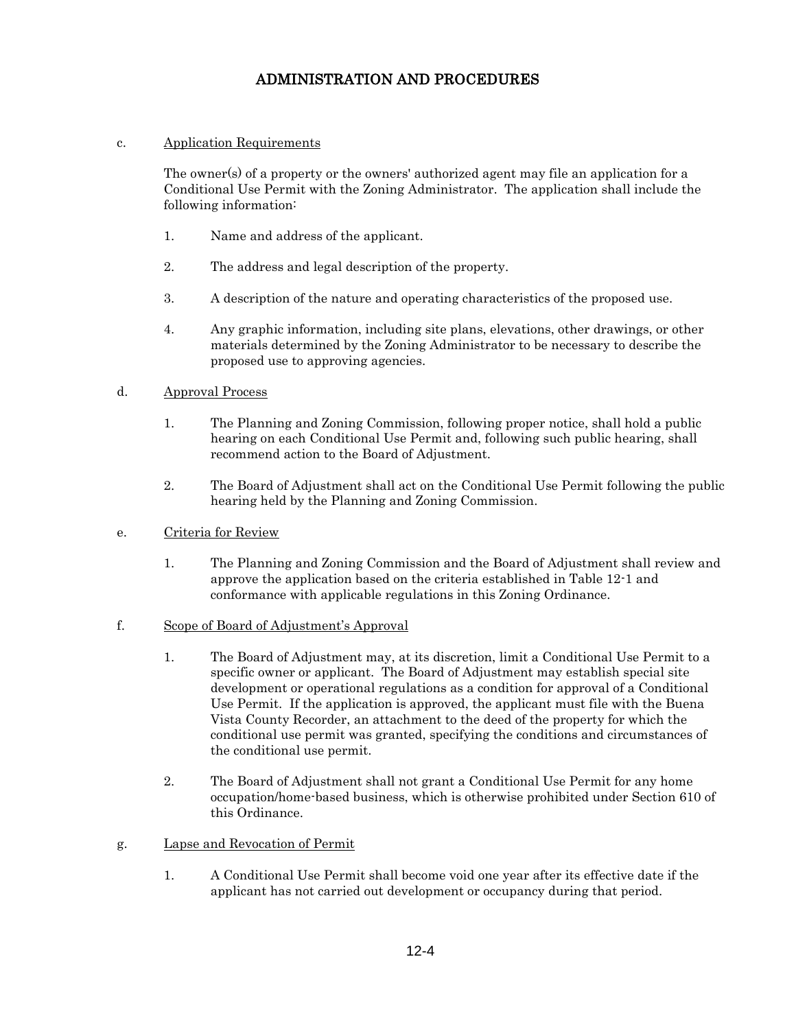c. Application Requirements

The owner(s) of a property or the owners' authorized agent may file an application for a Conditional Use Permit with the Zoning Administrator. The application shall include the following information:

1. Name and address of the applicant.

2. The address and legal description of the property.

3. A description of the nature and operating characteristics of the proposed use.

4. Any graphic information, including site plans, elevations, other drawings, or other materials determined by the Zoning Administrator to be necessary to describe the proposed use to approving agencies.

d. Approval Process

1. The Planning and Zoning Commission, following proper notice, shall hold a public hearing on each Conditional Use Permit and, following such public hearing, shall recommend action to the Board of Adjustment.

2. The Board of Adjustment shall act on the Conditional Use Permit following the public hearing held by the Planning and Zoning Commission.

e. Criteria for Review

1. The Planning and Zoning Commission and the Board of Adjustment shall review and approve the application based on the criteria established in Table 12-1 and conformance with applicable regulations in this Zoning Ordinance.

f. Scope of Board of Adjustment's Approval

1. The Board of Adjustment may, at its discretion, limit a Conditional Use Permit to a specific owner or applicant. The Board of Adjustment may establish special site development or operational regulations as a condition for approval of a Conditional Use Permit. If the application is approved, the applicant must file with the Buena Vista County Recorder, an attachment to the deed of the property for which the conditional use permit was granted, specifying the conditions and circumstances of the conditional use permit.

2. The Board of Adjustment shall not grant a Conditional Use Permit for any home occupation/home-based business, which is otherwise prohibited under Section 610 of this Ordinance.

g. Lapse and Revocation of Permit

1. A Conditional Use Permit shall become void one year after its effective date if the applicant has not carried out development or occupancy during that period.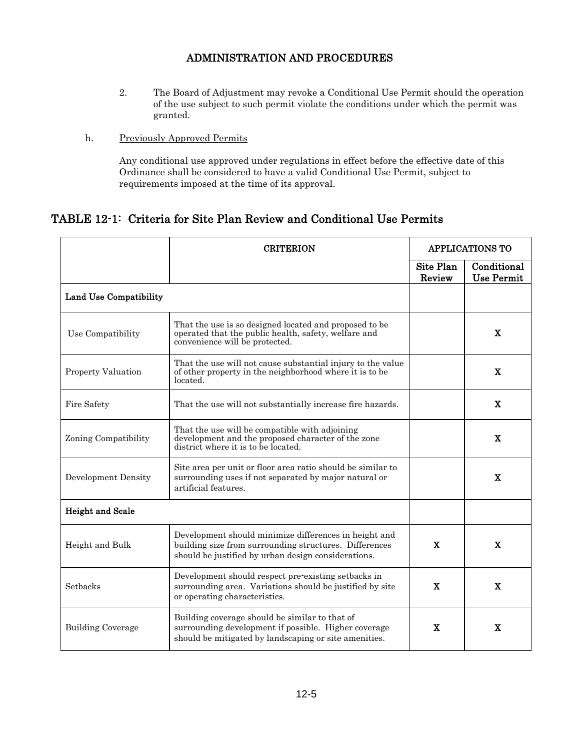2. The Board of Adjustment may revoke a Conditional Use Permit should the operation of the use subject to such permit violate the conditions under which the permit was granted.

h. Previously Approved Permits

Any conditional use approved under regulations in effect before the effective date of this Ordinance shall be considered to have a valid Conditional Use Permit, subject to requirements imposed at the time of its approval.

## TABLE 12-1: Criteria for Site Plan Review and Conditional Use Permits

| | CRITERION | APPLICATIONS TO | |
|---|---|---|---|
| | | Site Plan Review | Conditional Use Permit |
| **Land Use Compatibility** | | | |
| Use Compatibility | That the use is so designed located and proposed to be operated that the public health, safety, welfare and convenience will be protected. | | X |
| Property Valuation | That the use will not cause substantial injury to the value of other property in the neighborhood where it is to be located. | | X |
| Fire Safety | That the use will not substantially increase fire hazards. | | X |
| Zoning Compatibility | That the use will be compatible with adjoining development and the proposed character of the zone district where it is to be located. | | X |
| Development Density | Site area per unit or floor area ratio should be similar to surrounding uses if not separated by major natural or artificial features. | | X |
| **Height and Scale** | | | |
| Height and Bulk | Development should minimize differences in height and building size from surrounding structures. Differences should be justified by urban design considerations. | X | X |
| Setbacks | Development should respect pre-existing setbacks in surrounding area. Variations should be justified by site or operating characteristics. | X | X |
| Building Coverage | Building coverage should be similar to that of surrounding development if possible. Higher coverage should be mitigated by landscaping or site amenities. | X | X |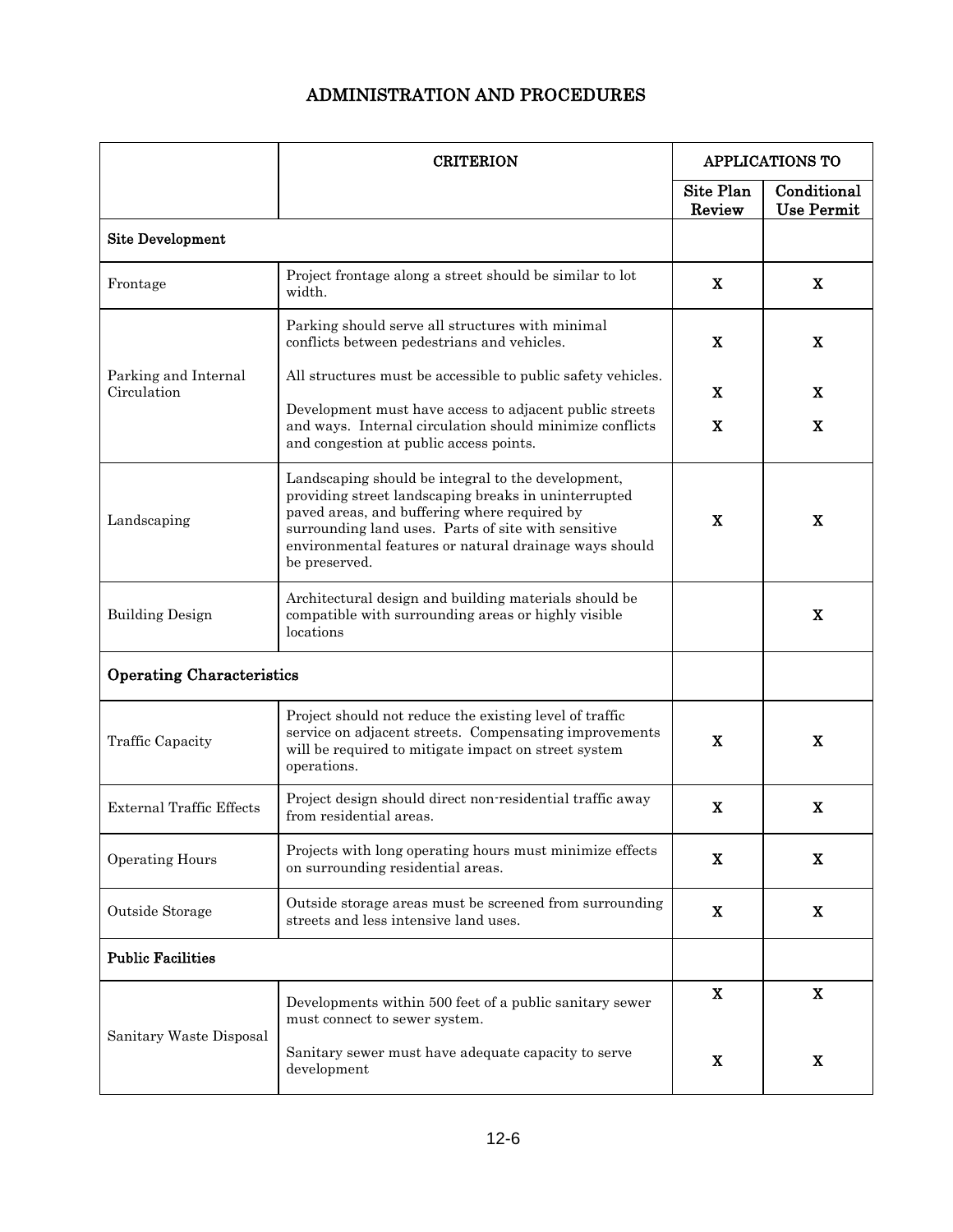# ADMINISTRATION AND PROCEDURES

| | CRITERION | APPLICATIONS TO | |
|---|---|---|---|
| | | Site Plan Review | Conditional Use Permit |
| **Site Development** | | | |
| Frontage | Project frontage along a street should be similar to lot width. | X | X |
| Parking and Internal Circulation | Parking should serve all structures with minimal conflicts between pedestrians and vehicles. | X | X |
| | All structures must be accessible to public safety vehicles. | X | X |
| | Development must have access to adjacent public streets and ways. Internal circulation should minimize conflicts and congestion at public access points. | X | X |
| Landscaping | Landscaping should be integral to the development, providing street landscaping breaks in uninterrupted paved areas, and buffering where required by surrounding land uses. Parts of site with sensitive environmental features or natural drainage ways should be preserved. | X | X |
| Building Design | Architectural design and building materials should be compatible with surrounding areas or highly visible locations | | X |
| **Operating Characteristics** | | | |
| Traffic Capacity | Project should not reduce the existing level of traffic service on adjacent streets. Compensating improvements will be required to mitigate impact on street system operations. | X | X |
| External Traffic Effects | Project design should direct non-residential traffic away from residential areas. | X | X |
| Operating Hours | Projects with long operating hours must minimize effects on surrounding residential areas. | X | X |
| Outside Storage | Outside storage areas must be screened from surrounding streets and less intensive land uses. | X | X |
| **Public Facilities** | | | |
| Sanitary Waste Disposal | Developments within 500 feet of a public sanitary sewer must connect to sewer system. | X | X |
| | Sanitary sewer must have adequate capacity to serve development | X | X |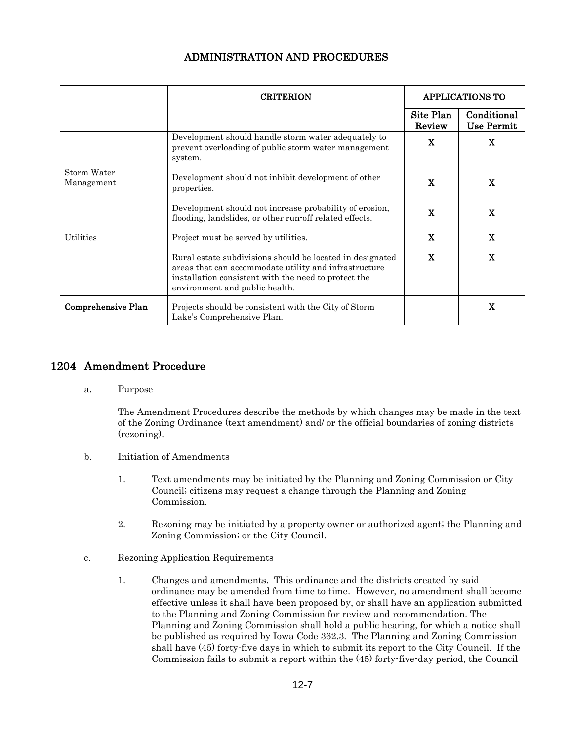# ADMINISTRATION AND PROCEDURES

| | CRITERION | APPLICATIONS TO | |
|---|---|---|---|
| | | **Site Plan Review** | **Conditional Use Permit** |
| Storm Water Management | Development should handle storm water adequately to prevent overloading of public storm water management system. | X | X |
| | Development should not inhibit development of other properties. | X | X |
| | Development should not increase probability of erosion, flooding, landslides, or other run-off related effects. | X | X |
| Utilities | Project must be served by utilities. | X | X |
| | Rural estate subdivisions should be located in designated areas that can accommodate utility and infrastructure installation consistent with the need to protect the environment and public health. | X | X |
| **Comprehensive Plan** | Projects should be consistent with the City of Storm Lake's Comprehensive Plan. | | X |

## 1204 Amendment Procedure

a. Purpose

The Amendment Procedures describe the methods by which changes may be made in the text of the Zoning Ordinance (text amendment) and/ or the official boundaries of zoning districts (rezoning).

b. Initiation of Amendments

1. Text amendments may be initiated by the Planning and Zoning Commission or City Council; citizens may request a change through the Planning and Zoning Commission.

2. Rezoning may be initiated by a property owner or authorized agent; the Planning and Zoning Commission; or the City Council.

c. Rezoning Application Requirements

1. Changes and amendments. This ordinance and the districts created by said ordinance may be amended from time to time. However, no amendment shall become effective unless it shall have been proposed by, or shall have an application submitted to the Planning and Zoning Commission for review and recommendation. The Planning and Zoning Commission shall hold a public hearing, for which a notice shall be published as required by Iowa Code 362.3. The Planning and Zoning Commission shall have (45) forty-five days in which to submit its report to the City Council. If the Commission fails to submit a report within the (45) forty-five-day period, the Council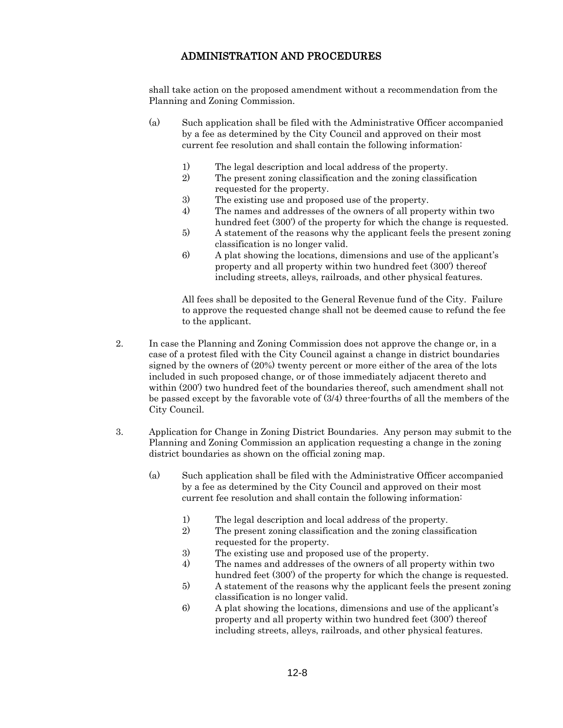shall take action on the proposed amendment without a recommendation from the Planning and Zoning Commission.

(a) Such application shall be filed with the Administrative Officer accompanied by a fee as determined by the City Council and approved on their most current fee resolution and shall contain the following information:

1) The legal description and local address of the property.
2) The present zoning classification and the zoning classification requested for the property.
3) The existing use and proposed use of the property.
4) The names and addresses of the owners of all property within two hundred feet (300') of the property for which the change is requested.
5) A statement of the reasons why the applicant feels the present zoning classification is no longer valid.
6) A plat showing the locations, dimensions and use of the applicant's property and all property within two hundred feet (300') thereof including streets, alleys, railroads, and other physical features.

All fees shall be deposited to the General Revenue fund of the City. Failure to approve the requested change shall not be deemed cause to refund the fee to the applicant.

2. In case the Planning and Zoning Commission does not approve the change or, in a case of a protest filed with the City Council against a change in district boundaries signed by the owners of (20%) twenty percent or more either of the area of the lots included in such proposed change, or of those immediately adjacent thereto and within (200') two hundred feet of the boundaries thereof, such amendment shall not be passed except by the favorable vote of (3/4) three-fourths of all the members of the City Council.

3. Application for Change in Zoning District Boundaries. Any person may submit to the Planning and Zoning Commission an application requesting a change in the zoning district boundaries as shown on the official zoning map.

(a) Such application shall be filed with the Administrative Officer accompanied by a fee as determined by the City Council and approved on their most current fee resolution and shall contain the following information:

1) The legal description and local address of the property.
2) The present zoning classification and the zoning classification requested for the property.
3) The existing use and proposed use of the property.
4) The names and addresses of the owners of all property within two hundred feet (300') of the property for which the change is requested.
5) A statement of the reasons why the applicant feels the present zoning classification is no longer valid.
6) A plat showing the locations, dimensions and use of the applicant's property and all property within two hundred feet (300') thereof including streets, alleys, railroads, and other physical features.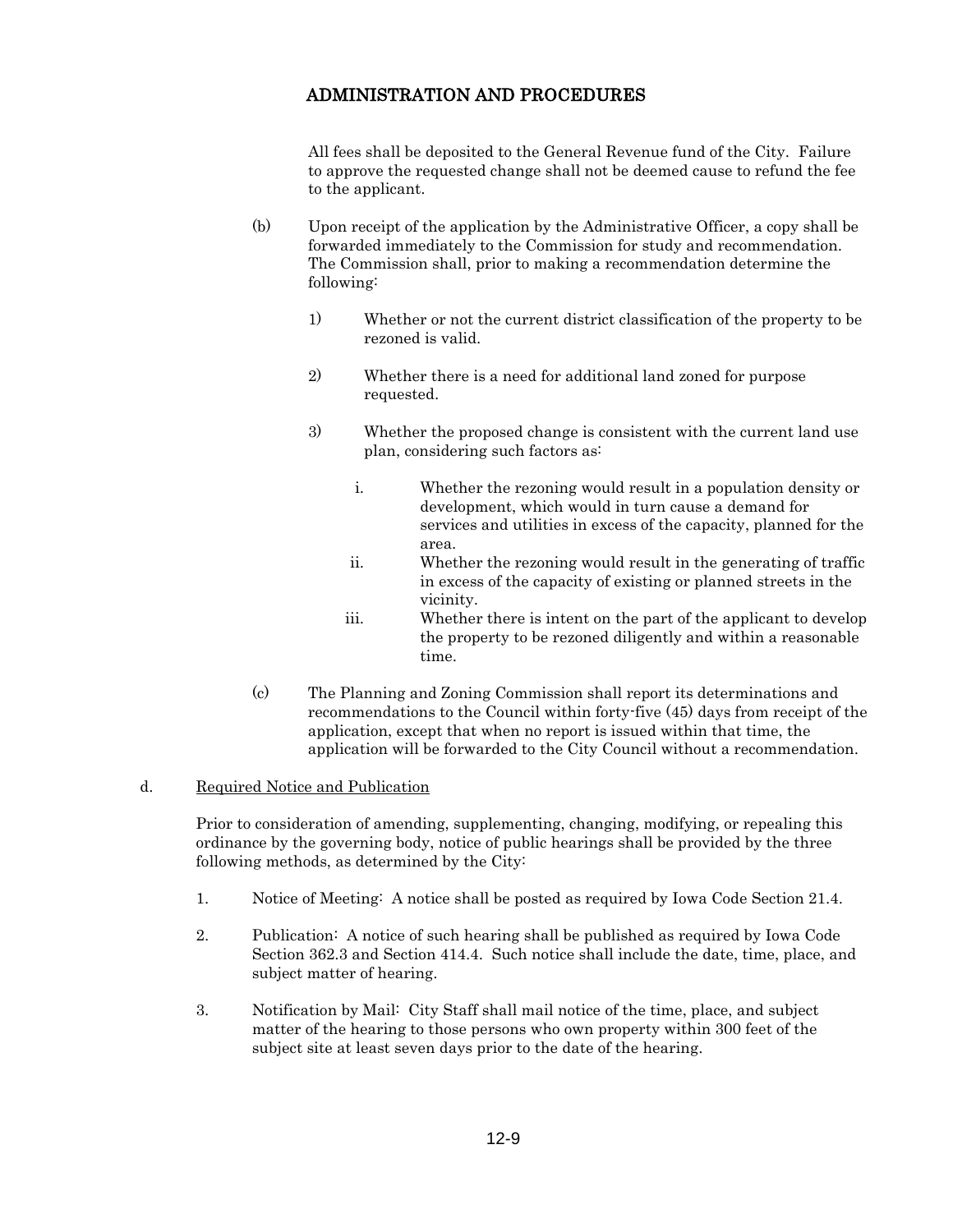## ADMINISTRATION AND PROCEDURES

All fees shall be deposited to the General Revenue fund of the City. Failure to approve the requested change shall not be deemed cause to refund the fee to the applicant.

(b) Upon receipt of the application by the Administrative Officer, a copy shall be forwarded immediately to the Commission for study and recommendation. The Commission shall, prior to making a recommendation determine the following:

1) Whether or not the current district classification of the property to be rezoned is valid.

2) Whether there is a need for additional land zoned for purpose requested.

3) Whether the proposed change is consistent with the current land use plan, considering such factors as:

i. Whether the rezoning would result in a population density or development, which would in turn cause a demand for services and utilities in excess of the capacity, planned for the area.

ii. Whether the rezoning would result in the generating of traffic in excess of the capacity of existing or planned streets in the vicinity.

iii. Whether there is intent on the part of the applicant to develop the property to be rezoned diligently and within a reasonable time.

(c) The Planning and Zoning Commission shall report its determinations and recommendations to the Council within forty-five (45) days from receipt of the application, except that when no report is issued within that time, the application will be forwarded to the City Council without a recommendation.

d. Required Notice and Publication

Prior to consideration of amending, supplementing, changing, modifying, or repealing this ordinance by the governing body, notice of public hearings shall be provided by the three following methods, as determined by the City:

1. Notice of Meeting: A notice shall be posted as required by Iowa Code Section 21.4.

2. Publication: A notice of such hearing shall be published as required by Iowa Code Section 362.3 and Section 414.4. Such notice shall include the date, time, place, and subject matter of hearing.

3. Notification by Mail: City Staff shall mail notice of the time, place, and subject matter of the hearing to those persons who own property within 300 feet of the subject site at least seven days prior to the date of the hearing.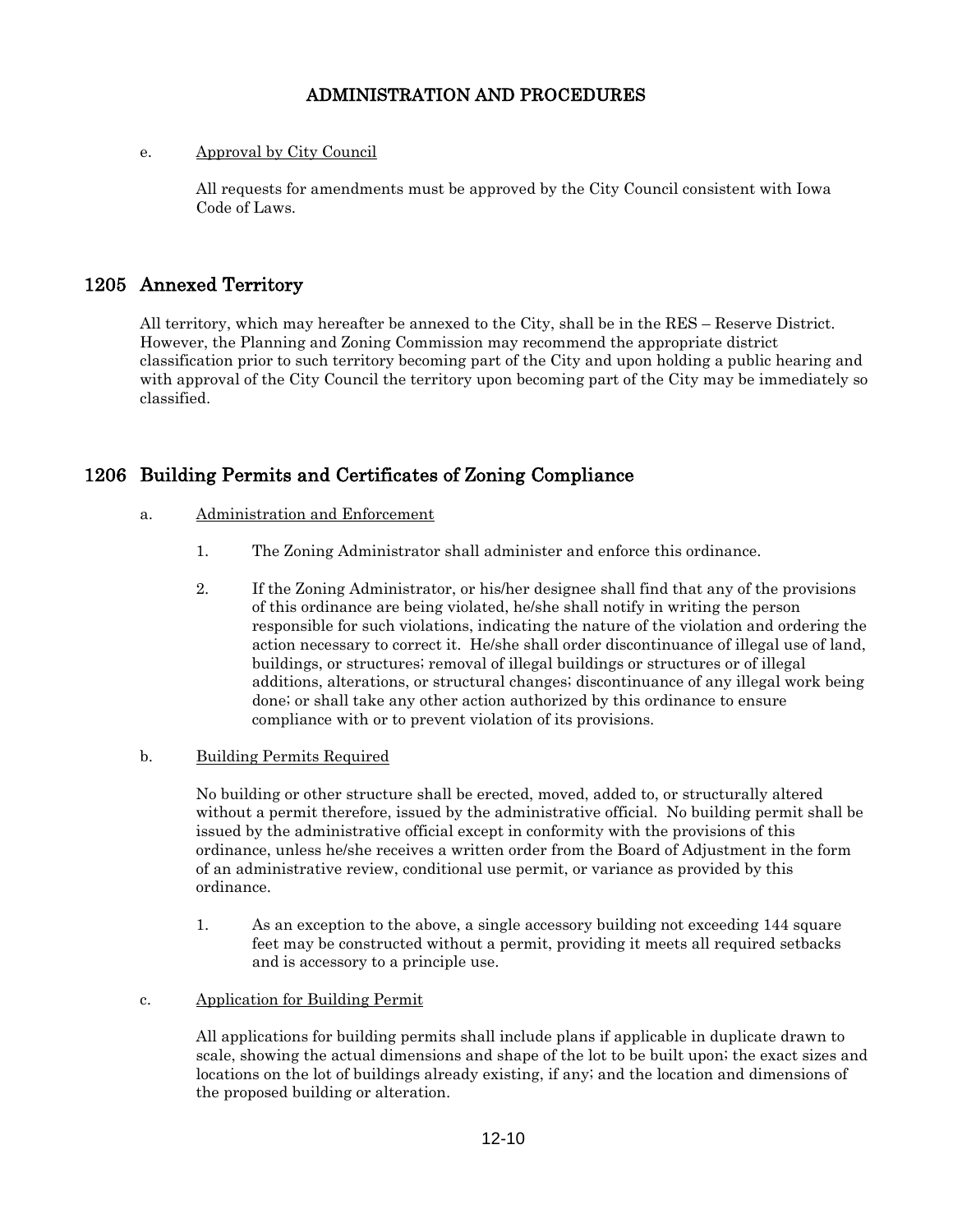e. Approval by City Council

All requests for amendments must be approved by the City Council consistent with Iowa Code of Laws.

## 1205 Annexed Territory

All territory, which may hereafter be annexed to the City, shall be in the RES – Reserve District. However, the Planning and Zoning Commission may recommend the appropriate district classification prior to such territory becoming part of the City and upon holding a public hearing and with approval of the City Council the territory upon becoming part of the City may be immediately so classified.

## 1206 Building Permits and Certificates of Zoning Compliance

a. Administration and Enforcement

1. The Zoning Administrator shall administer and enforce this ordinance.

2. If the Zoning Administrator, or his/her designee shall find that any of the provisions of this ordinance are being violated, he/she shall notify in writing the person responsible for such violations, indicating the nature of the violation and ordering the action necessary to correct it. He/she shall order discontinuance of illegal use of land, buildings, or structures; removal of illegal buildings or structures or of illegal additions, alterations, or structural changes; discontinuance of any illegal work being done; or shall take any other action authorized by this ordinance to ensure compliance with or to prevent violation of its provisions.

b. Building Permits Required

No building or other structure shall be erected, moved, added to, or structurally altered without a permit therefore, issued by the administrative official. No building permit shall be issued by the administrative official except in conformity with the provisions of this ordinance, unless he/she receives a written order from the Board of Adjustment in the form of an administrative review, conditional use permit, or variance as provided by this ordinance.

1. As an exception to the above, a single accessory building not exceeding 144 square feet may be constructed without a permit, providing it meets all required setbacks and is accessory to a principle use.

c. Application for Building Permit

All applications for building permits shall include plans if applicable in duplicate drawn to scale, showing the actual dimensions and shape of the lot to be built upon; the exact sizes and locations on the lot of buildings already existing, if any; and the location and dimensions of the proposed building or alteration.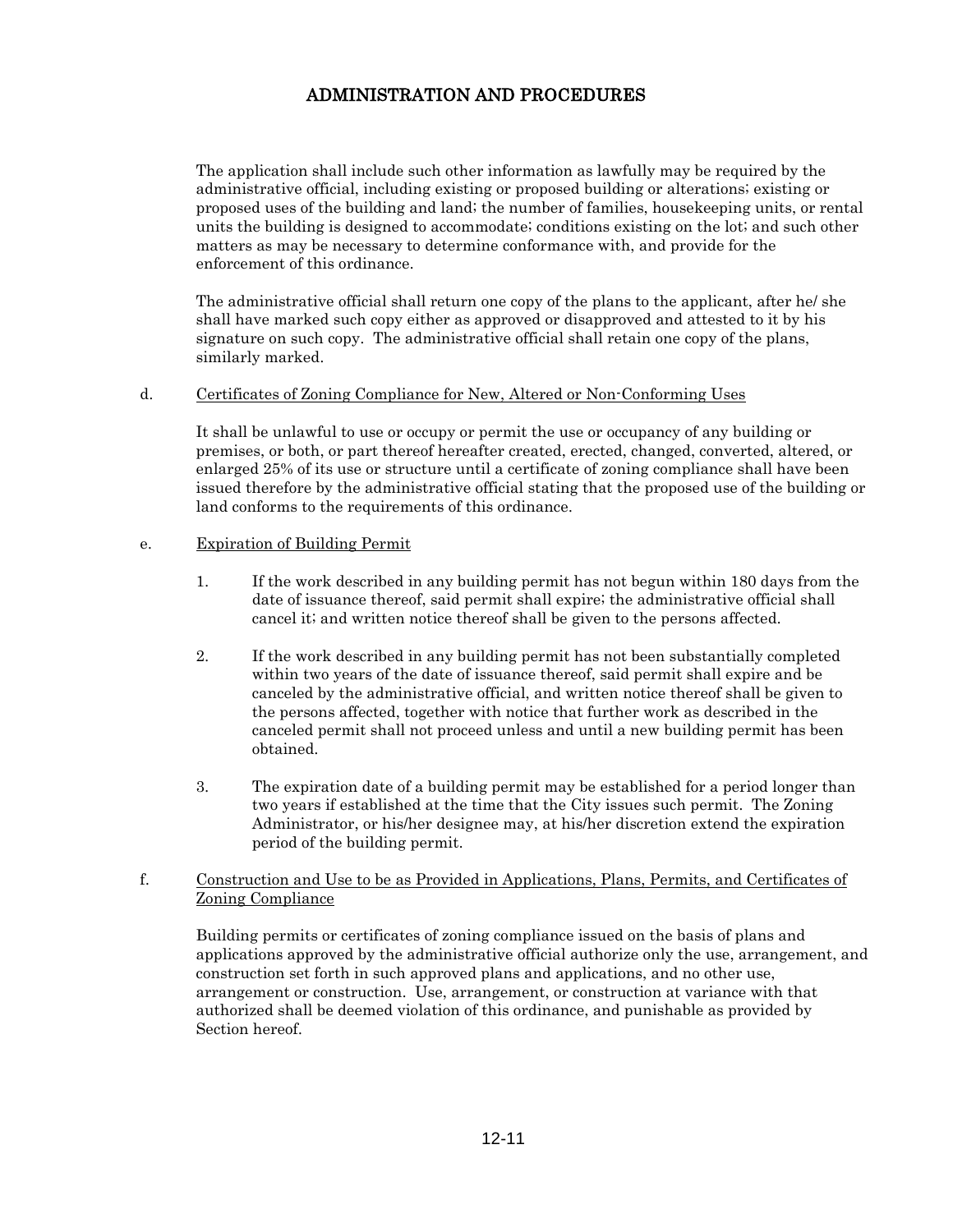# ADMINISTRATION AND PROCEDURES

The application shall include such other information as lawfully may be required by the administrative official, including existing or proposed building or alterations; existing or proposed uses of the building and land; the number of families, housekeeping units, or rental units the building is designed to accommodate; conditions existing on the lot; and such other matters as may be necessary to determine conformance with, and provide for the enforcement of this ordinance.

The administrative official shall return one copy of the plans to the applicant, after he/ she shall have marked such copy either as approved or disapproved and attested to it by his signature on such copy. The administrative official shall retain one copy of the plans, similarly marked.

d. Certificates of Zoning Compliance for New, Altered or Non-Conforming Uses

It shall be unlawful to use or occupy or permit the use or occupancy of any building or premises, or both, or part thereof hereafter created, erected, changed, converted, altered, or enlarged 25% of its use or structure until a certificate of zoning compliance shall have been issued therefore by the administrative official stating that the proposed use of the building or land conforms to the requirements of this ordinance.

e. Expiration of Building Permit

1. If the work described in any building permit has not begun within 180 days from the date of issuance thereof, said permit shall expire; the administrative official shall cancel it; and written notice thereof shall be given to the persons affected.

2. If the work described in any building permit has not been substantially completed within two years of the date of issuance thereof, said permit shall expire and be canceled by the administrative official, and written notice thereof shall be given to the persons affected, together with notice that further work as described in the canceled permit shall not proceed unless and until a new building permit has been obtained.

3. The expiration date of a building permit may be established for a period longer than two years if established at the time that the City issues such permit. The Zoning Administrator, or his/her designee may, at his/her discretion extend the expiration period of the building permit.

f. Construction and Use to be as Provided in Applications, Plans, Permits, and Certificates of Zoning Compliance

Building permits or certificates of zoning compliance issued on the basis of plans and applications approved by the administrative official authorize only the use, arrangement, and construction set forth in such approved plans and applications, and no other use, arrangement or construction. Use, arrangement, or construction at variance with that authorized shall be deemed violation of this ordinance, and punishable as provided by Section hereof.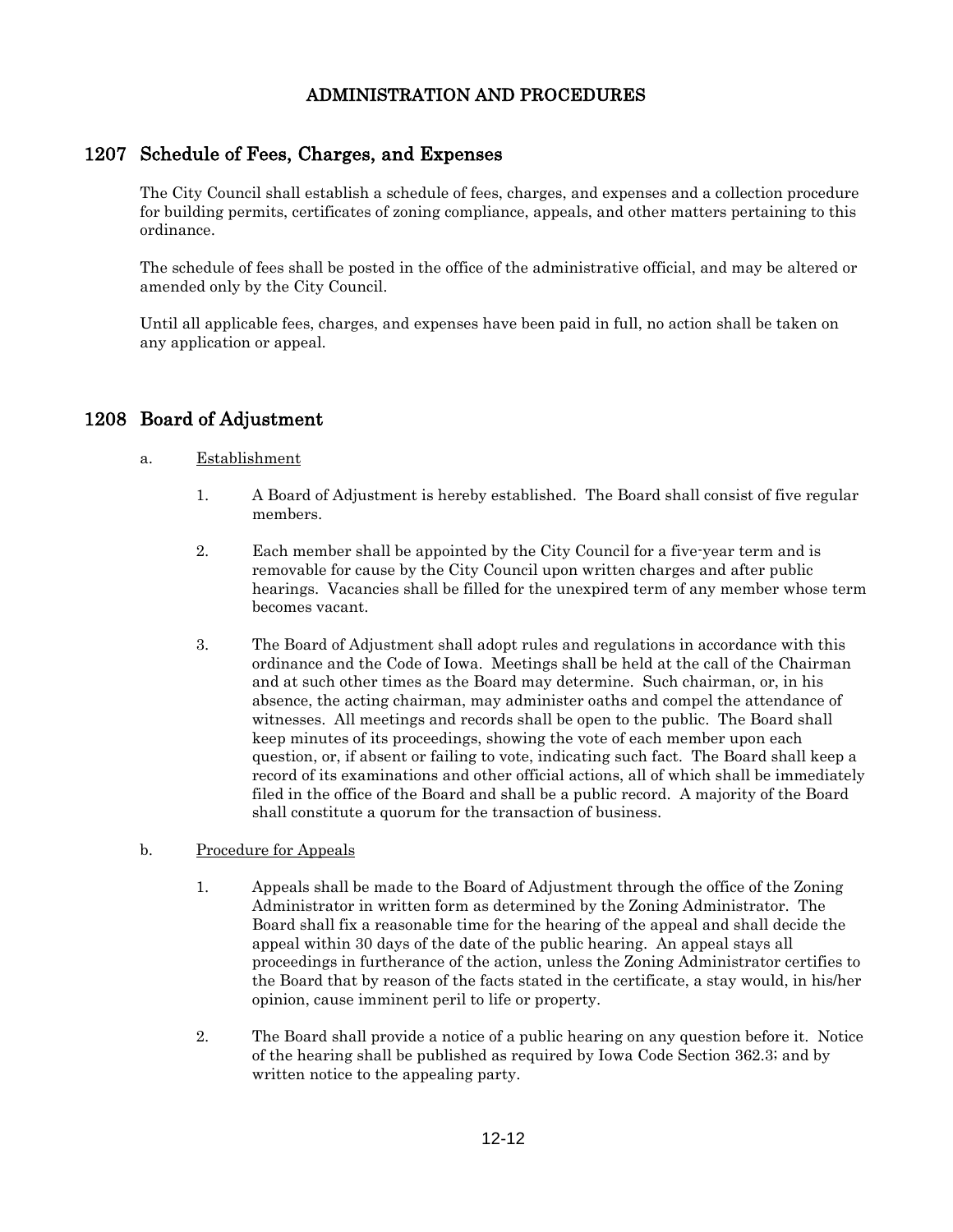# ADMINISTRATION AND PROCEDURES

## 1207 Schedule of Fees, Charges, and Expenses

The City Council shall establish a schedule of fees, charges, and expenses and a collection procedure for building permits, certificates of zoning compliance, appeals, and other matters pertaining to this ordinance.

The schedule of fees shall be posted in the office of the administrative official, and may be altered or amended only by the City Council.

Until all applicable fees, charges, and expenses have been paid in full, no action shall be taken on any application or appeal.

## 1208 Board of Adjustment

a. Establishment

1. A Board of Adjustment is hereby established. The Board shall consist of five regular members.

2. Each member shall be appointed by the City Council for a five-year term and is removable for cause by the City Council upon written charges and after public hearings. Vacancies shall be filled for the unexpired term of any member whose term becomes vacant.

3. The Board of Adjustment shall adopt rules and regulations in accordance with this ordinance and the Code of Iowa. Meetings shall be held at the call of the Chairman and at such other times as the Board may determine. Such chairman, or, in his absence, the acting chairman, may administer oaths and compel the attendance of witnesses. All meetings and records shall be open to the public. The Board shall keep minutes of its proceedings, showing the vote of each member upon each question, or, if absent or failing to vote, indicating such fact. The Board shall keep a record of its examinations and other official actions, all of which shall be immediately filed in the office of the Board and shall be a public record. A majority of the Board shall constitute a quorum for the transaction of business.

b. Procedure for Appeals

1. Appeals shall be made to the Board of Adjustment through the office of the Zoning Administrator in written form as determined by the Zoning Administrator. The Board shall fix a reasonable time for the hearing of the appeal and shall decide the appeal within 30 days of the date of the public hearing. An appeal stays all proceedings in furtherance of the action, unless the Zoning Administrator certifies to the Board that by reason of the facts stated in the certificate, a stay would, in his/her opinion, cause imminent peril to life or property.

2. The Board shall provide a notice of a public hearing on any question before it. Notice of the hearing shall be published as required by Iowa Code Section 362.3; and by written notice to the appealing party.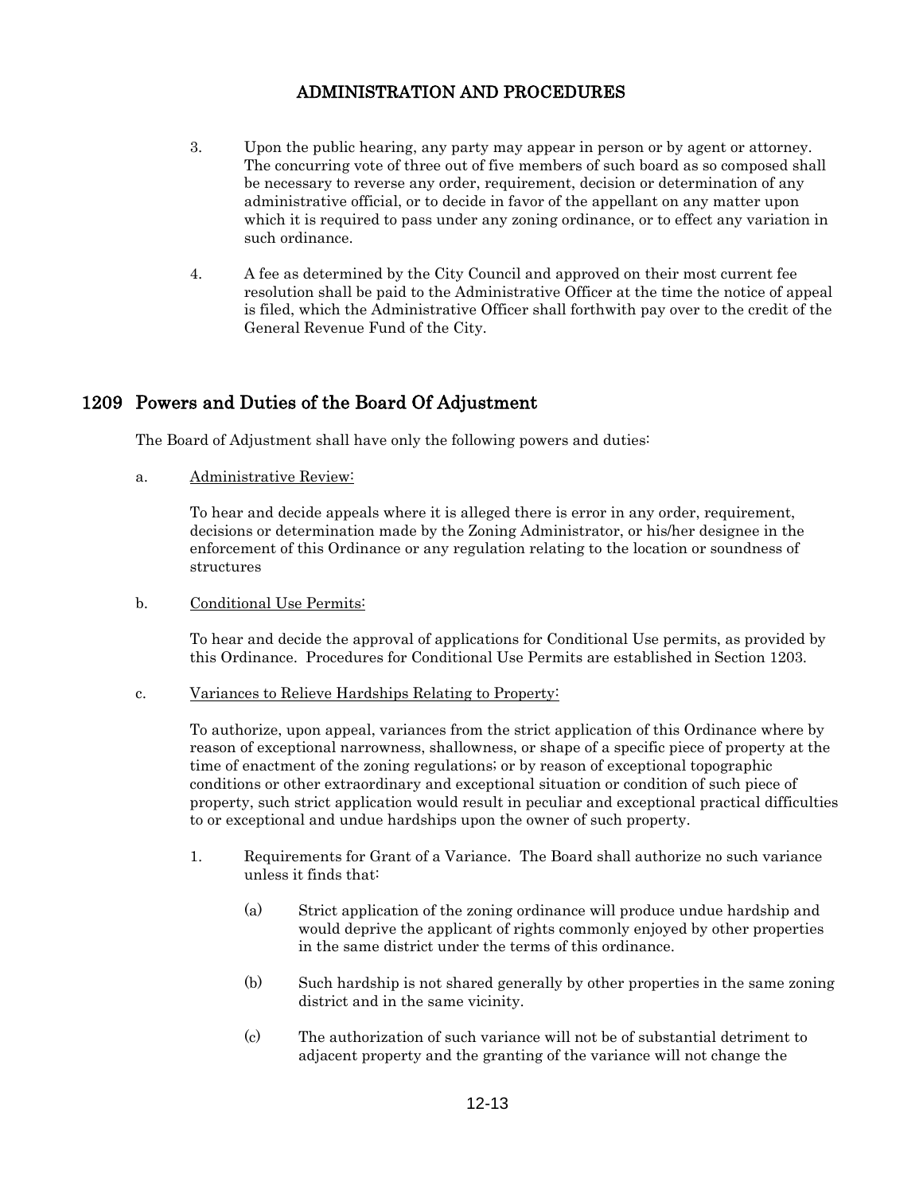3. Upon the public hearing, any party may appear in person or by agent or attorney. The concurring vote of three out of five members of such board as so composed shall be necessary to reverse any order, requirement, decision or determination of any administrative official, or to decide in favor of the appellant on any matter upon which it is required to pass under any zoning ordinance, or to effect any variation in such ordinance.

4. A fee as determined by the City Council and approved on their most current fee resolution shall be paid to the Administrative Officer at the time the notice of appeal is filed, which the Administrative Officer shall forthwith pay over to the credit of the General Revenue Fund of the City.

## 1209 Powers and Duties of the Board Of Adjustment

The Board of Adjustment shall have only the following powers and duties:

a. Administrative Review:

To hear and decide appeals where it is alleged there is error in any order, requirement, decisions or determination made by the Zoning Administrator, or his/her designee in the enforcement of this Ordinance or any regulation relating to the location or soundness of structures

b. Conditional Use Permits:

To hear and decide the approval of applications for Conditional Use permits, as provided by this Ordinance. Procedures for Conditional Use Permits are established in Section 1203.

c. Variances to Relieve Hardships Relating to Property:

To authorize, upon appeal, variances from the strict application of this Ordinance where by reason of exceptional narrowness, shallowness, or shape of a specific piece of property at the time of enactment of the zoning regulations; or by reason of exceptional topographic conditions or other extraordinary and exceptional situation or condition of such piece of property, such strict application would result in peculiar and exceptional practical difficulties to or exceptional and undue hardships upon the owner of such property.

1. Requirements for Grant of a Variance. The Board shall authorize no such variance unless it finds that:

   (a) Strict application of the zoning ordinance will produce undue hardship and would deprive the applicant of rights commonly enjoyed by other properties in the same district under the terms of this ordinance.

   (b) Such hardship is not shared generally by other properties in the same zoning district and in the same vicinity.

   (c) The authorization of such variance will not be of substantial detriment to adjacent property and the granting of the variance will not change the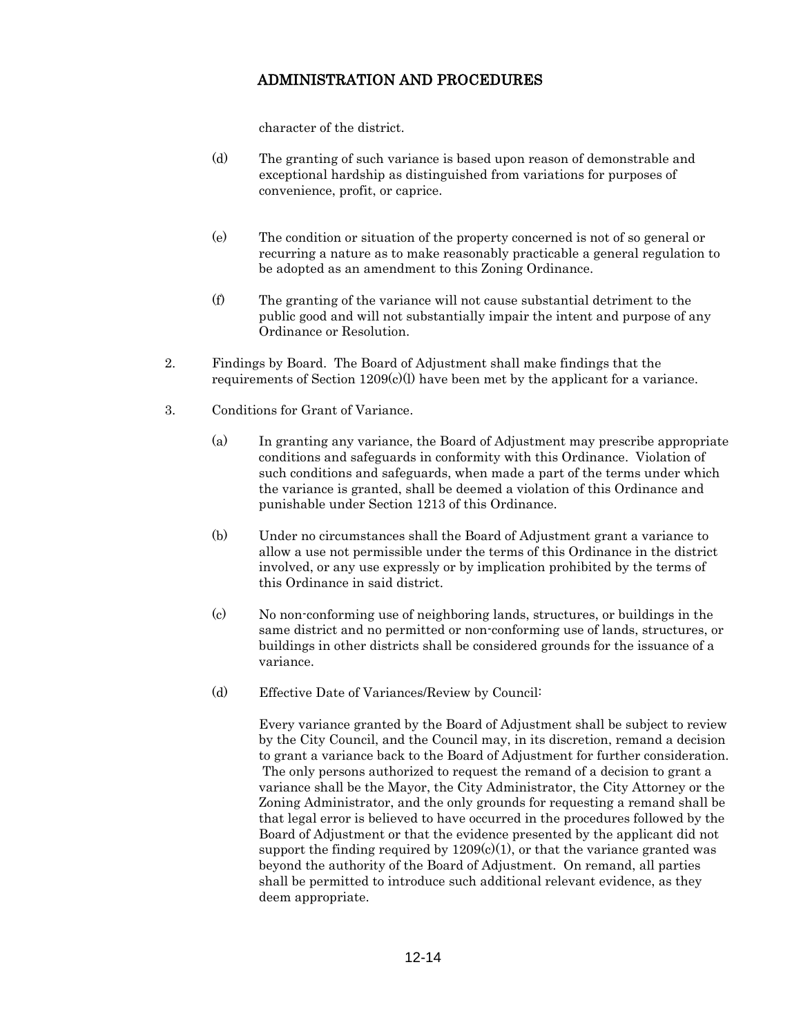character of the district.

(d) The granting of such variance is based upon reason of demonstrable and exceptional hardship as distinguished from variations for purposes of convenience, profit, or caprice.

(e) The condition or situation of the property concerned is not of so general or recurring a nature as to make reasonably practicable a general regulation to be adopted as an amendment to this Zoning Ordinance.

(f) The granting of the variance will not cause substantial detriment to the public good and will not substantially impair the intent and purpose of any Ordinance or Resolution.

2. Findings by Board. The Board of Adjustment shall make findings that the requirements of Section 1209(c)(l) have been met by the applicant for a variance.

3. Conditions for Grant of Variance.

(a) In granting any variance, the Board of Adjustment may prescribe appropriate conditions and safeguards in conformity with this Ordinance. Violation of such conditions and safeguards, when made a part of the terms under which the variance is granted, shall be deemed a violation of this Ordinance and punishable under Section 1213 of this Ordinance.

(b) Under no circumstances shall the Board of Adjustment grant a variance to allow a use not permissible under the terms of this Ordinance in the district involved, or any use expressly or by implication prohibited by the terms of this Ordinance in said district.

(c) No non-conforming use of neighboring lands, structures, or buildings in the same district and no permitted or non-conforming use of lands, structures, or buildings in other districts shall be considered grounds for the issuance of a variance.

(d) Effective Date of Variances/Review by Council:

Every variance granted by the Board of Adjustment shall be subject to review by the City Council, and the Council may, in its discretion, remand a decision to grant a variance back to the Board of Adjustment for further consideration. The only persons authorized to request the remand of a decision to grant a variance shall be the Mayor, the City Administrator, the City Attorney or the Zoning Administrator, and the only grounds for requesting a remand shall be that legal error is believed to have occurred in the procedures followed by the Board of Adjustment or that the evidence presented by the applicant did not support the finding required by 1209(c)(1), or that the variance granted was beyond the authority of the Board of Adjustment. On remand, all parties shall be permitted to introduce such additional relevant evidence, as they deem appropriate.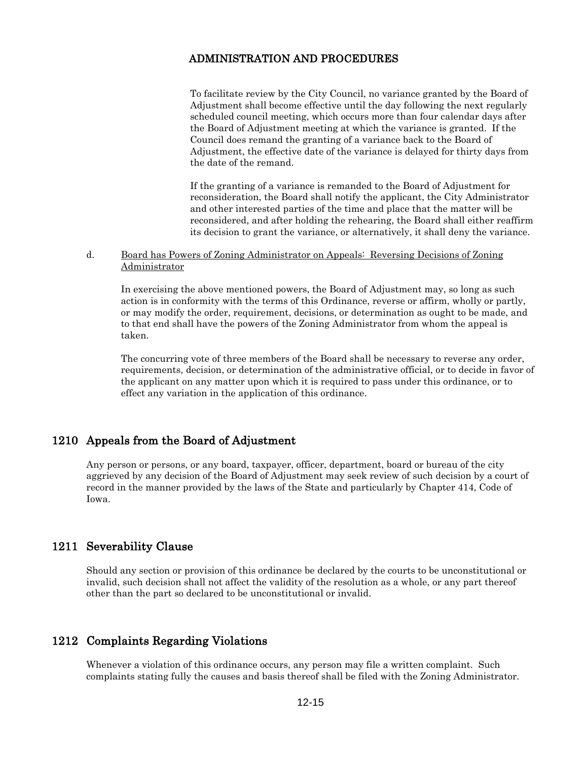To facilitate review by the City Council, no variance granted by the Board of Adjustment shall become effective until the day following the next regularly scheduled council meeting, which occurs more than four calendar days after the Board of Adjustment meeting at which the variance is granted. If the Council does remand the granting of a variance back to the Board of Adjustment, the effective date of the variance is delayed for thirty days from the date of the remand.

If the granting of a variance is remanded to the Board of Adjustment for reconsideration, the Board shall notify the applicant, the City Administrator and other interested parties of the time and place that the matter will be reconsidered, and after holding the rehearing, the Board shall either reaffirm its decision to grant the variance, or alternatively, it shall deny the variance.

d. <u>Board has Powers of Zoning Administrator on Appeals: Reversing Decisions of Zoning Administrator</u>

In exercising the above mentioned powers, the Board of Adjustment may, so long as such action is in conformity with the terms of this Ordinance, reverse or affirm, wholly or partly, or may modify the order, requirement, decisions, or determination as ought to be made, and to that end shall have the powers of the Zoning Administrator from whom the appeal is taken.

The concurring vote of three members of the Board shall be necessary to reverse any order, requirements, decision, or determination of the administrative official, or to decide in favor of the applicant on any matter upon which it is required to pass under this ordinance, or to effect any variation in the application of this ordinance.

## 1210 Appeals from the Board of Adjustment

Any person or persons, or any board, taxpayer, officer, department, board or bureau of the city aggrieved by any decision of the Board of Adjustment may seek review of such decision by a court of record in the manner provided by the laws of the State and particularly by Chapter 414, Code of Iowa.

## 1211 Severability Clause

Should any section or provision of this ordinance be declared by the courts to be unconstitutional or invalid, such decision shall not affect the validity of the resolution as a whole, or any part thereof other than the part so declared to be unconstitutional or invalid.

## 1212 Complaints Regarding Violations

Whenever a violation of this ordinance occurs, any person may file a written complaint. Such complaints stating fully the causes and basis thereof shall be filed with the Zoning Administrator.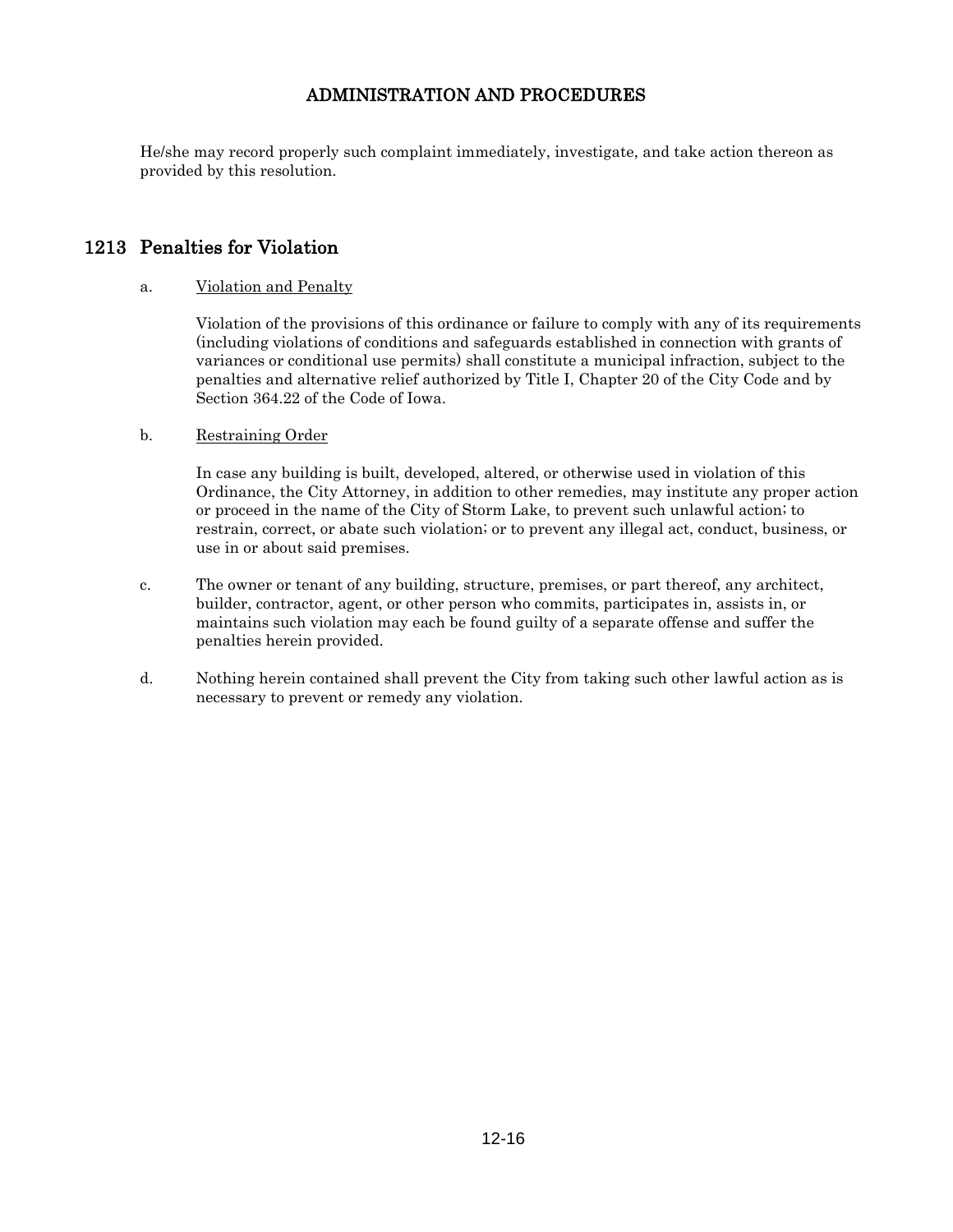He/she may record properly such complaint immediately, investigate, and take action thereon as provided by this resolution.

## 1213 Penalties for Violation

a. Violation and Penalty

Violation of the provisions of this ordinance or failure to comply with any of its requirements (including violations of conditions and safeguards established in connection with grants of variances or conditional use permits) shall constitute a municipal infraction, subject to the penalties and alternative relief authorized by Title I, Chapter 20 of the City Code and by Section 364.22 of the Code of Iowa.

b. Restraining Order

In case any building is built, developed, altered, or otherwise used in violation of this Ordinance, the City Attorney, in addition to other remedies, may institute any proper action or proceed in the name of the City of Storm Lake, to prevent such unlawful action; to restrain, correct, or abate such violation; or to prevent any illegal act, conduct, business, or use in or about said premises.

c. The owner or tenant of any building, structure, premises, or part thereof, any architect, builder, contractor, agent, or other person who commits, participates in, assists in, or maintains such violation may each be found guilty of a separate offense and suffer the penalties herein provided.

d. Nothing herein contained shall prevent the City from taking such other lawful action as is necessary to prevent or remedy any violation.